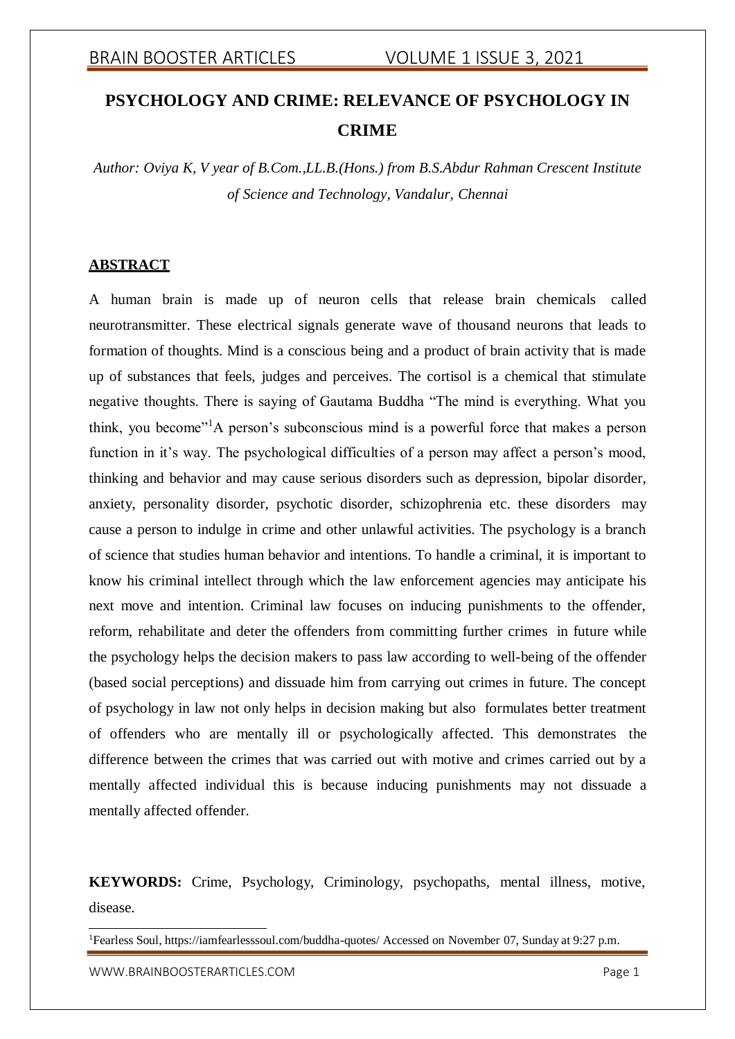# PSYCHOLOGY AND CRIME: RELEVANCE OF PSYCHOLOGY IN CRIME

*Author: Oviya K, V year of B.Com.,LL.B.(Hons.) from B.S.Abdur Rahman Crescent Institute of Science and Technology, Vandalur, Chennai*

## ABSTRACT

A human brain is made up of neuron cells that release brain chemicals called neurotransmitter. These electrical signals generate wave of thousand neurons that leads to formation of thoughts. Mind is a conscious being and a product of brain activity that is made up of substances that feels, judges and perceives. The cortisol is a chemical that stimulate negative thoughts. There is saying of Gautama Buddha "The mind is everything. What you think, you become"[1]A person's subconscious mind is a powerful force that makes a person function in it's way. The psychological difficulties of a person may affect a person's mood, thinking and behavior and may cause serious disorders such as depression, bipolar disorder, anxiety, personality disorder, psychotic disorder, schizophrenia etc. these disorders may cause a person to indulge in crime and other unlawful activities. The psychology is a branch of science that studies human behavior and intentions. To handle a criminal, it is important to know his criminal intellect through which the law enforcement agencies may anticipate his next move and intention. Criminal law focuses on inducing punishments to the offender, reform, rehabilitate and deter the offenders from committing further crimes in future while the psychology helps the decision makers to pass law according to well-being of the offender (based social perceptions) and dissuade him from carrying out crimes in future. The concept of psychology in law not only helps in decision making but also formulates better treatment of offenders who are mentally ill or psychologically affected. This demonstrates the difference between the crimes that was carried out with motive and crimes carried out by a mentally affected individual this is because inducing punishments may not dissuade a mentally affected offender.

**KEYWORDS:** Crime, Psychology, Criminology, psychopaths, mental illness, motive, disease.

---

[1]Fearless Soul, https://iamfearlesssoul.com/buddha-quotes/ Accessed on November 07, Sunday at 9:27 p.m.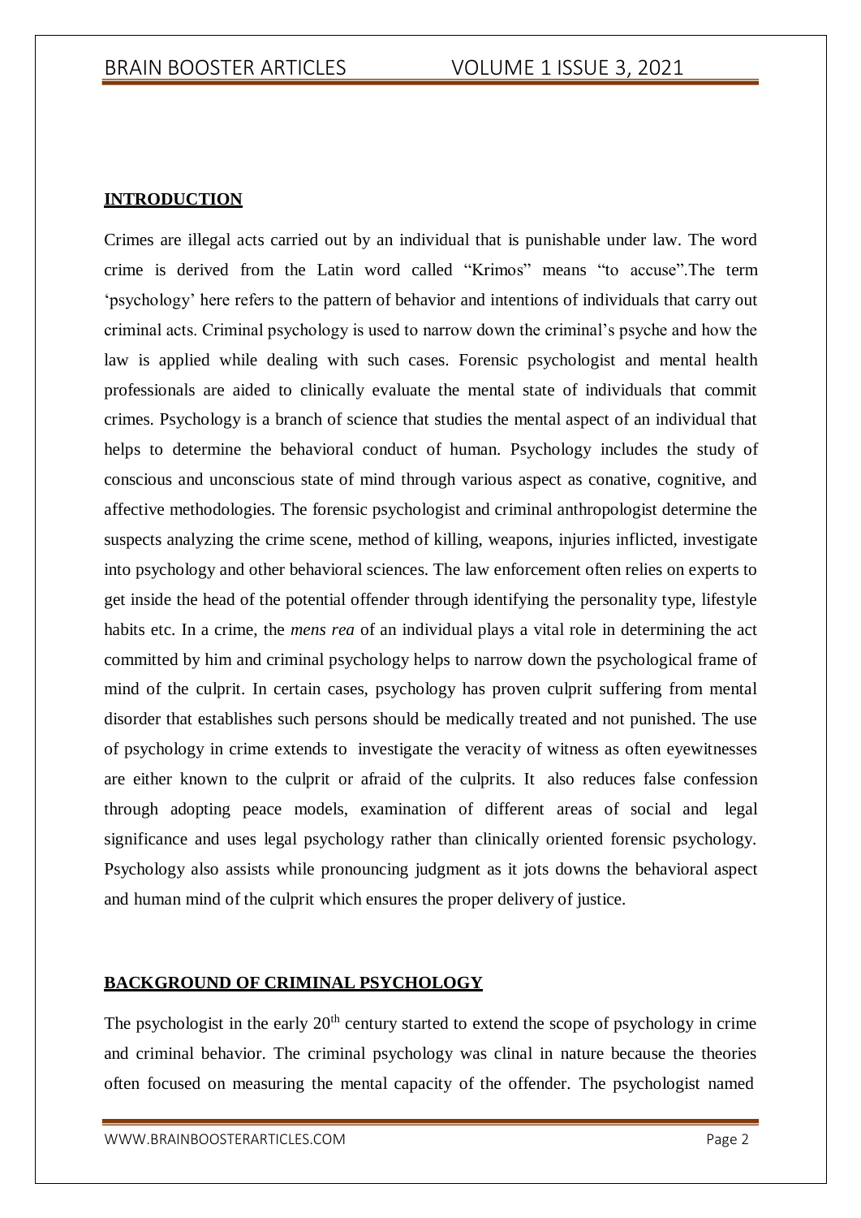## INTRODUCTION

Crimes are illegal acts carried out by an individual that is punishable under law. The word crime is derived from the Latin word called "Krimos" means "to accuse".The term 'psychology' here refers to the pattern of behavior and intentions of individuals that carry out criminal acts. Criminal psychology is used to narrow down the criminal's psyche and how the law is applied while dealing with such cases. Forensic psychologist and mental health professionals are aided to clinically evaluate the mental state of individuals that commit crimes. Psychology is a branch of science that studies the mental aspect of an individual that helps to determine the behavioral conduct of human. Psychology includes the study of conscious and unconscious state of mind through various aspect as conative, cognitive, and affective methodologies. The forensic psychologist and criminal anthropologist determine the suspects analyzing the crime scene, method of killing, weapons, injuries inflicted, investigate into psychology and other behavioral sciences. The law enforcement often relies on experts to get inside the head of the potential offender through identifying the personality type, lifestyle habits etc. In a crime, the *mens rea* of an individual plays a vital role in determining the act committed by him and criminal psychology helps to narrow down the psychological frame of mind of the culprit. In certain cases, psychology has proven culprit suffering from mental disorder that establishes such persons should be medically treated and not punished. The use of psychology in crime extends to investigate the veracity of witness as often eyewitnesses are either known to the culprit or afraid of the culprits. It also reduces false confession through adopting peace models, examination of different areas of social and legal significance and uses legal psychology rather than clinically oriented forensic psychology. Psychology also assists while pronouncing judgment as it jots downs the behavioral aspect and human mind of the culprit which ensures the proper delivery of justice.

## BACKGROUND OF CRIMINAL PSYCHOLOGY

The psychologist in the early 20th century started to extend the scope of psychology in crime and criminal behavior. The criminal psychology was clinal in nature because the theories often focused on measuring the mental capacity of the offender. The psychologist named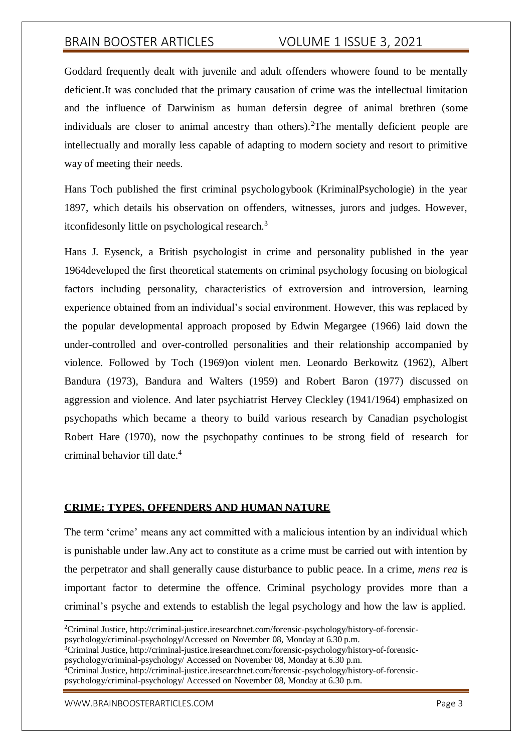Goddard frequently dealt with juvenile and adult offenders whowere found to be mentally deficient.It was concluded that the primary causation of crime was the intellectual limitation and the influence of Darwinism as human defersin degree of animal brethren (some individuals are closer to animal ancestry than others).[2]The mentally deficient people are intellectually and morally less capable of adapting to modern society and resort to primitive way of meeting their needs.

Hans Toch published the first criminal psychologybook (KriminalPsychologie) in the year 1897, which details his observation on offenders, witnesses, jurors and judges. However, itconfidesonly little on psychological research.[3]

Hans J. Eysenck, a British psychologist in crime and personality published in the year 1964developed the first theoretical statements on criminal psychology focusing on biological factors including personality, characteristics of extroversion and introversion, learning experience obtained from an individual's social environment. However, this was replaced by the popular developmental approach proposed by Edwin Megargee (1966) laid down the under-controlled and over-controlled personalities and their relationship accompanied by violence. Followed by Toch (1969)on violent men. Leonardo Berkowitz (1962), Albert Bandura (1973), Bandura and Walters (1959) and Robert Baron (1977) discussed on aggression and violence. And later psychiatrist Hervey Cleckley (1941/1964) emphasized on psychopaths which became a theory to build various research by Canadian psychologist Robert Hare (1970), now the psychopathy continues to be strong field of research for criminal behavior till date.[4]

## CRIME: TYPES, OFFENDERS AND HUMAN NATURE

The term 'crime' means any act committed with a malicious intention by an individual which is punishable under law.Any act to constitute as a crime must be carried out with intention by the perpetrator and shall generally cause disturbance to public peace. In a crime, *mens rea* is important factor to determine the offence. Criminal psychology provides more than a criminal's psyche and extends to establish the legal psychology and how the law is applied.

---

[2]Criminal Justice, http://criminal-justice.iresearchnet.com/forensic-psychology/history-of-forensic-psychology/criminal-psychology/Accessed on November 08, Monday at 6.30 p.m.

[3]Criminal Justice, http://criminal-justice.iresearchnet.com/forensic-psychology/history-of-forensic-psychology/criminal-psychology/ Accessed on November 08, Monday at 6.30 p.m.

[4]Criminal Justice, http://criminal-justice.iresearchnet.com/forensic-psychology/history-of-forensic-psychology/criminal-psychology/ Accessed on November 08, Monday at 6.30 p.m.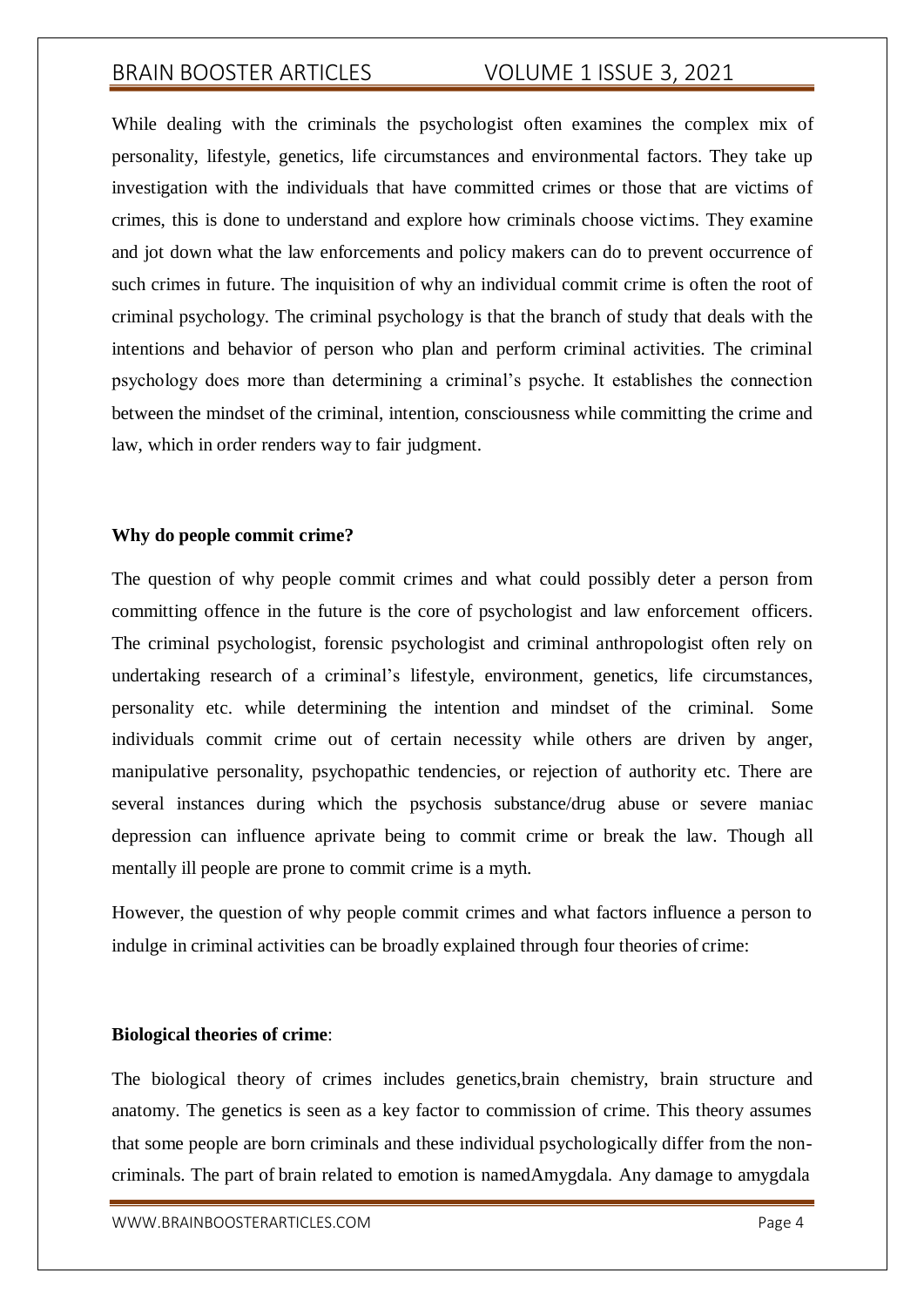While dealing with the criminals the psychologist often examines the complex mix of personality, lifestyle, genetics, life circumstances and environmental factors. They take up investigation with the individuals that have committed crimes or those that are victims of crimes, this is done to understand and explore how criminals choose victims. They examine and jot down what the law enforcements and policy makers can do to prevent occurrence of such crimes in future. The inquisition of why an individual commit crime is often the root of criminal psychology. The criminal psychology is that the branch of study that deals with the intentions and behavior of person who plan and perform criminal activities. The criminal psychology does more than determining a criminal's psyche. It establishes the connection between the mindset of the criminal, intention, consciousness while committing the crime and law, which in order renders way to fair judgment.

**Why do people commit crime?**

The question of why people commit crimes and what could possibly deter a person from committing offence in the future is the core of psychologist and law enforcement officers. The criminal psychologist, forensic psychologist and criminal anthropologist often rely on undertaking research of a criminal's lifestyle, environment, genetics, life circumstances, personality etc. while determining the intention and mindset of the criminal. Some individuals commit crime out of certain necessity while others are driven by anger, manipulative personality, psychopathic tendencies, or rejection of authority etc. There are several instances during which the psychosis substance/drug abuse or severe maniac depression can influence aprivate being to commit crime or break the law. Though all mentally ill people are prone to commit crime is a myth.

However, the question of why people commit crimes and what factors influence a person to indulge in criminal activities can be broadly explained through four theories of crime:

**Biological theories of crime**:

The biological theory of crimes includes genetics,brain chemistry, brain structure and anatomy. The genetics is seen as a key factor to commission of crime. This theory assumes that some people are born criminals and these individual psychologically differ from the non-criminals. The part of brain related to emotion is namedAmygdala. Any damage to amygdala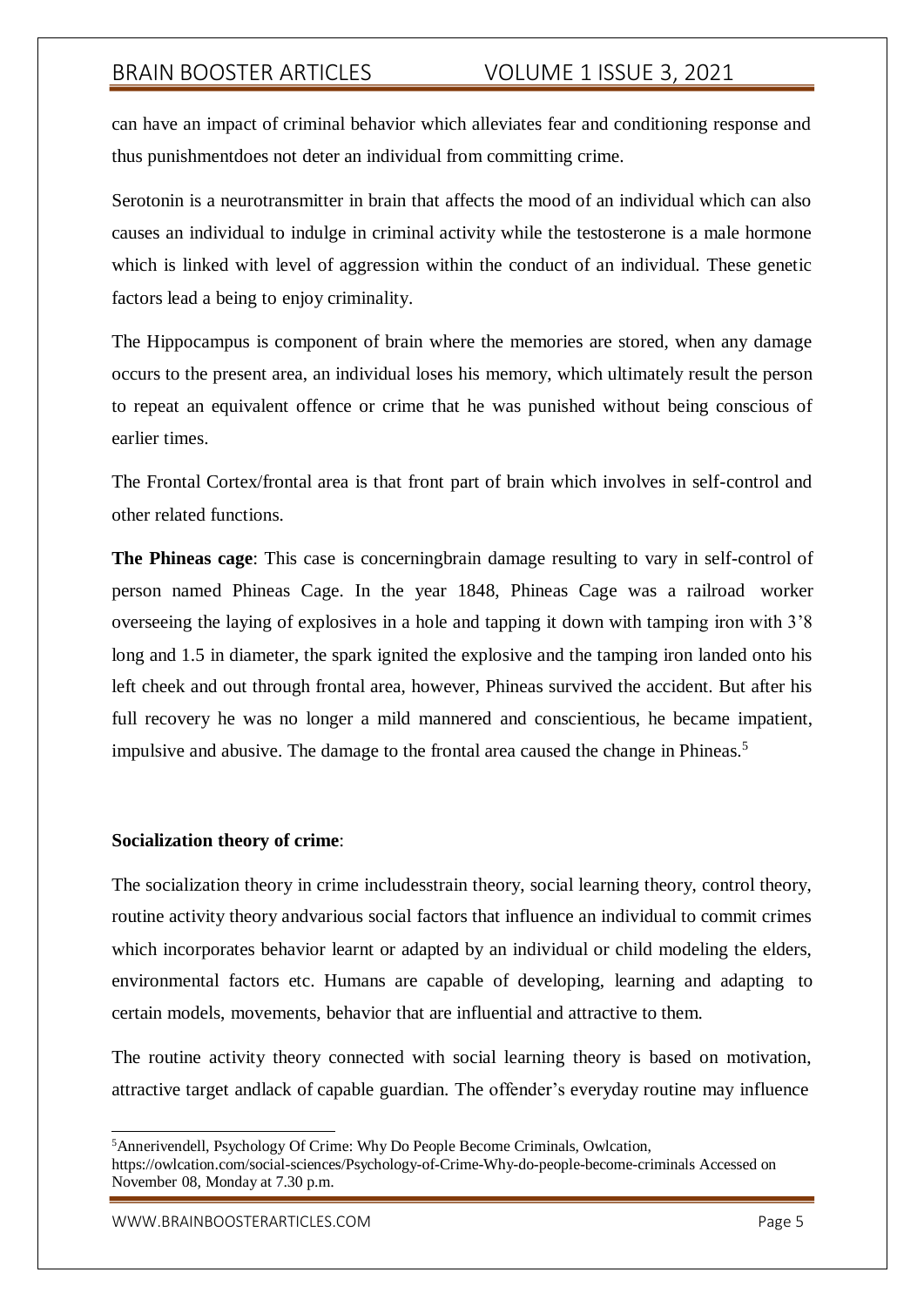can have an impact of criminal behavior which alleviates fear and conditioning response and thus punishmentdoes not deter an individual from committing crime.

Serotonin is a neurotransmitter in brain that affects the mood of an individual which can also causes an individual to indulge in criminal activity while the testosterone is a male hormone which is linked with level of aggression within the conduct of an individual. These genetic factors lead a being to enjoy criminality.

The Hippocampus is component of brain where the memories are stored, when any damage occurs to the present area, an individual loses his memory, which ultimately result the person to repeat an equivalent offence or crime that he was punished without being conscious of earlier times.

The Frontal Cortex/frontal area is that front part of brain which involves in self-control and other related functions.

**The Phineas cage**: This case is concerningbrain damage resulting to vary in self-control of person named Phineas Cage. In the year 1848, Phineas Cage was a railroad worker overseeing the laying of explosives in a hole and tapping it down with tamping iron with 3'8 long and 1.5 in diameter, the spark ignited the explosive and the tamping iron landed onto his left cheek and out through frontal area, however, Phineas survived the accident. But after his full recovery he was no longer a mild mannered and conscientious, he became impatient, impulsive and abusive. The damage to the frontal area caused the change in Phineas.[5]

**Socialization theory of crime**:

The socialization theory in crime includesstrain theory, social learning theory, control theory, routine activity theory andvarious social factors that influence an individual to commit crimes which incorporates behavior learnt or adapted by an individual or child modeling the elders, environmental factors etc. Humans are capable of developing, learning and adapting to certain models, movements, behavior that are influential and attractive to them.

The routine activity theory connected with social learning theory is based on motivation, attractive target andlack of capable guardian. The offender's everyday routine may influence

---

[5] Annerivendell, Psychology Of Crime: Why Do People Become Criminals, Owlcation, https://owlcation.com/social-sciences/Psychology-of-Crime-Why-do-people-become-criminals Accessed on November 08, Monday at 7.30 p.m.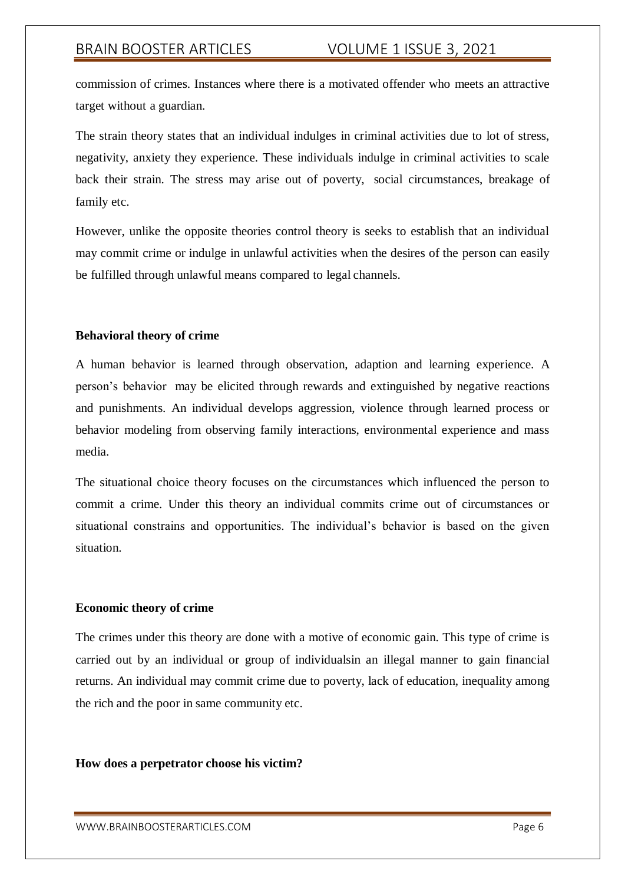commission of crimes. Instances where there is a motivated offender who meets an attractive target without a guardian.

The strain theory states that an individual indulges in criminal activities due to lot of stress, negativity, anxiety they experience. These individuals indulge in criminal activities to scale back their strain. The stress may arise out of poverty, social circumstances, breakage of family etc.

However, unlike the opposite theories control theory is seeks to establish that an individual may commit crime or indulge in unlawful activities when the desires of the person can easily be fulfilled through unlawful means compared to legal channels.

**Behavioral theory of crime**

A human behavior is learned through observation, adaption and learning experience. A person's behavior may be elicited through rewards and extinguished by negative reactions and punishments. An individual develops aggression, violence through learned process or behavior modeling from observing family interactions, environmental experience and mass media.

The situational choice theory focuses on the circumstances which influenced the person to commit a crime. Under this theory an individual commits crime out of circumstances or situational constrains and opportunities. The individual's behavior is based on the given situation.

**Economic theory of crime**

The crimes under this theory are done with a motive of economic gain. This type of crime is carried out by an individual or group of individualsin an illegal manner to gain financial returns. An individual may commit crime due to poverty, lack of education, inequality among the rich and the poor in same community etc.

**How does a perpetrator choose his victim?**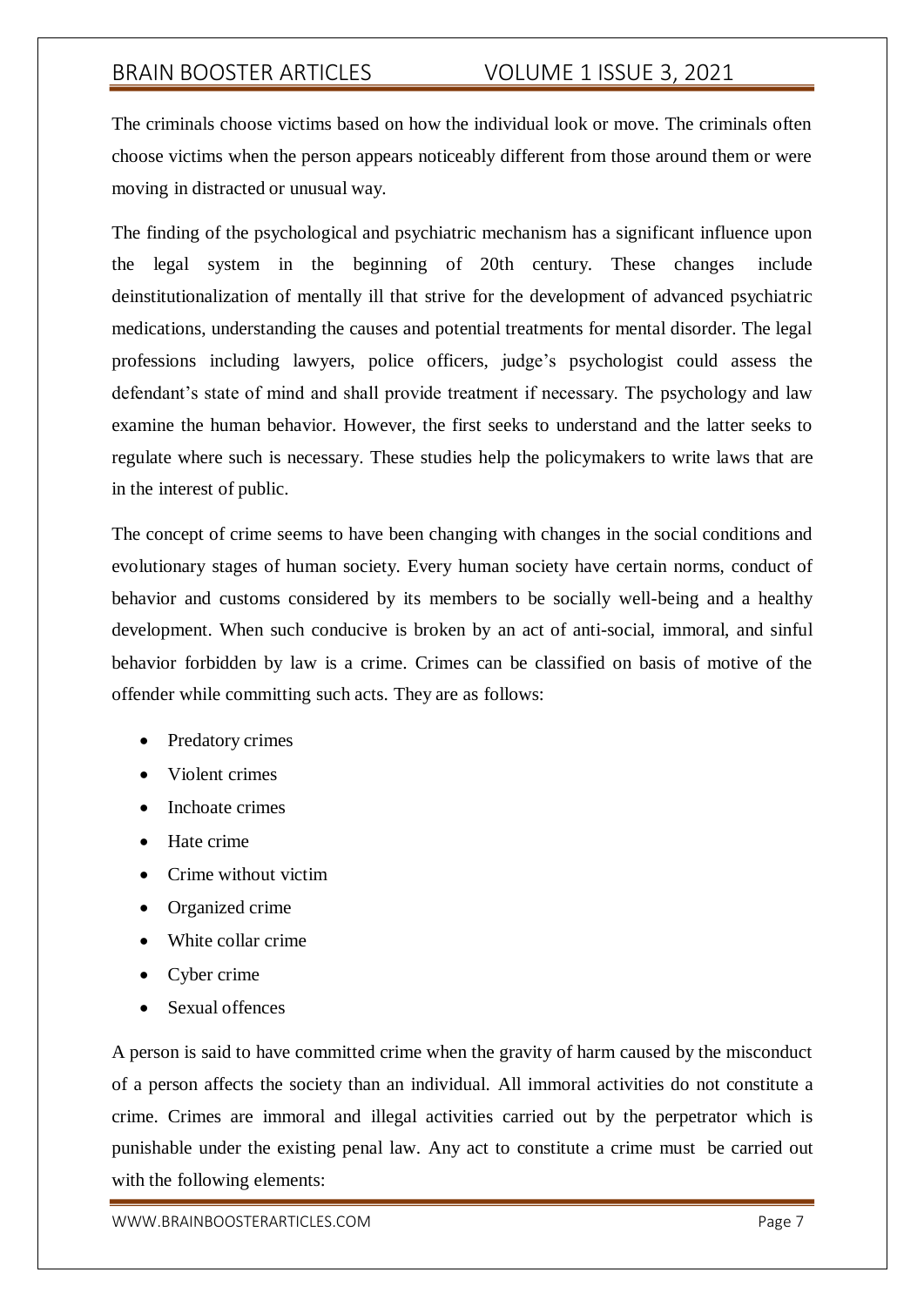The criminals choose victims based on how the individual look or move. The criminals often choose victims when the person appears noticeably different from those around them or were moving in distracted or unusual way.

The finding of the psychological and psychiatric mechanism has a significant influence upon the legal system in the beginning of 20th century. These changes include deinstitutionalization of mentally ill that strive for the development of advanced psychiatric medications, understanding the causes and potential treatments for mental disorder. The legal professions including lawyers, police officers, judge's psychologist could assess the defendant's state of mind and shall provide treatment if necessary. The psychology and law examine the human behavior. However, the first seeks to understand and the latter seeks to regulate where such is necessary. These studies help the policymakers to write laws that are in the interest of public.

The concept of crime seems to have been changing with changes in the social conditions and evolutionary stages of human society. Every human society have certain norms, conduct of behavior and customs considered by its members to be socially well-being and a healthy development. When such conducive is broken by an act of anti-social, immoral, and sinful behavior forbidden by law is a crime. Crimes can be classified on basis of motive of the offender while committing such acts. They are as follows:

- Predatory crimes
- Violent crimes
- Inchoate crimes
- Hate crime
- Crime without victim
- Organized crime
- White collar crime
- Cyber crime
- Sexual offences

A person is said to have committed crime when the gravity of harm caused by the misconduct of a person affects the society than an individual. All immoral activities do not constitute a crime. Crimes are immoral and illegal activities carried out by the perpetrator which is punishable under the existing penal law. Any act to constitute a crime must be carried out with the following elements: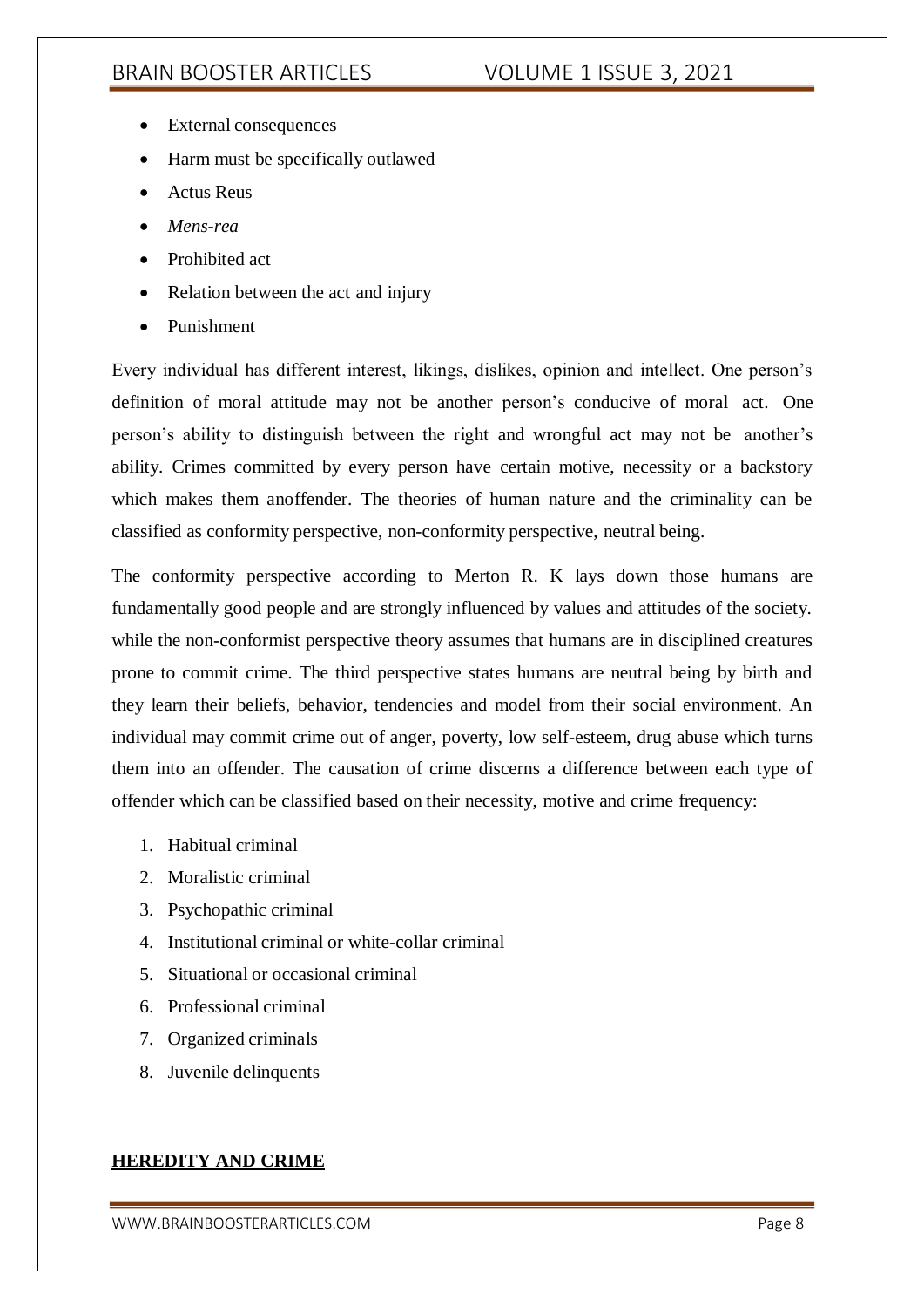- External consequences
- Harm must be specifically outlawed
- Actus Reus
- *Mens-rea*
- Prohibited act
- Relation between the act and injury
- Punishment

Every individual has different interest, likings, dislikes, opinion and intellect. One person's definition of moral attitude may not be another person's conducive of moral act. One person's ability to distinguish between the right and wrongful act may not be another's ability. Crimes committed by every person have certain motive, necessity or a backstory which makes them anoffender. The theories of human nature and the criminality can be classified as conformity perspective, non-conformity perspective, neutral being.

The conformity perspective according to Merton R. K lays down those humans are fundamentally good people and are strongly influenced by values and attitudes of the society. while the non-conformist perspective theory assumes that humans are in disciplined creatures prone to commit crime. The third perspective states humans are neutral being by birth and they learn their beliefs, behavior, tendencies and model from their social environment. An individual may commit crime out of anger, poverty, low self-esteem, drug abuse which turns them into an offender. The causation of crime discerns a difference between each type of offender which can be classified based on their necessity, motive and crime frequency:

1. Habitual criminal
2. Moralistic criminal
3. Psychopathic criminal
4. Institutional criminal or white-collar criminal
5. Situational or occasional criminal
6. Professional criminal
7. Organized criminals
8. Juvenile delinquents

## **HEREDITY AND CRIME**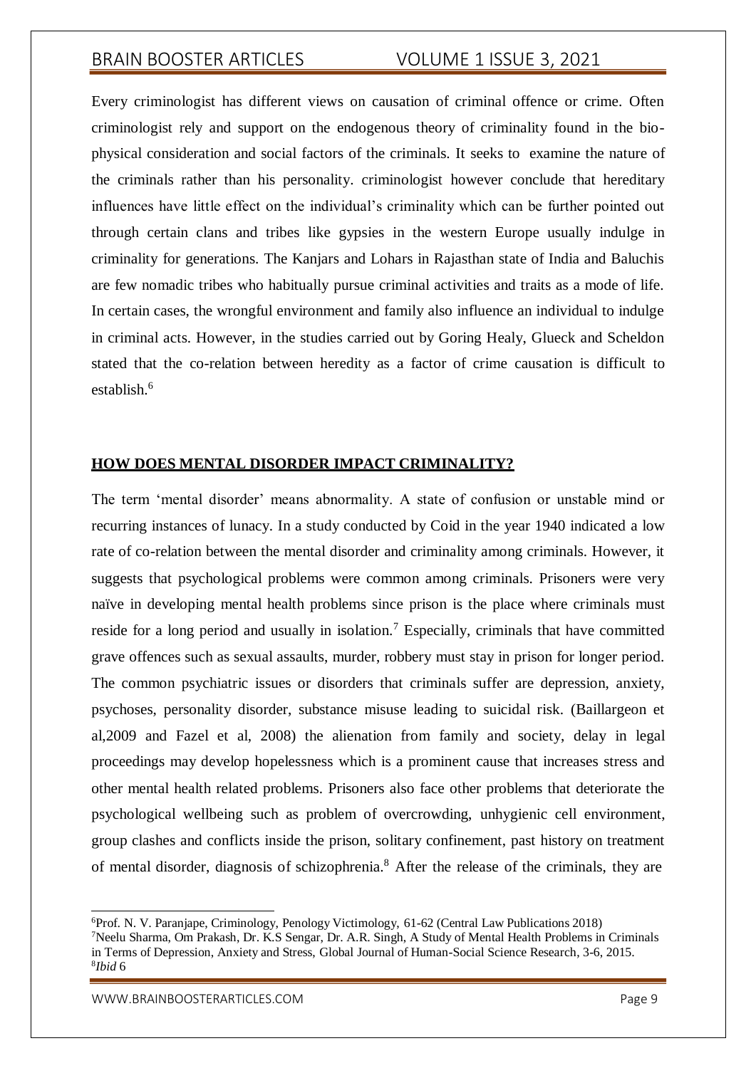Every criminologist has different views on causation of criminal offence or crime. Often criminologist rely and support on the endogenous theory of criminality found in the bio-physical consideration and social factors of the criminals. It seeks to examine the nature of the criminals rather than his personality. criminologist however conclude that hereditary influences have little effect on the individual's criminality which can be further pointed out through certain clans and tribes like gypsies in the western Europe usually indulge in criminality for generations. The Kanjars and Lohars in Rajasthan state of India and Baluchis are few nomadic tribes who habitually pursue criminal activities and traits as a mode of life. In certain cases, the wrongful environment and family also influence an individual to indulge in criminal acts. However, in the studies carried out by Goring Healy, Glueck and Scheldon stated that the co-relation between heredity as a factor of crime causation is difficult to establish.[6]

## HOW DOES MENTAL DISORDER IMPACT CRIMINALITY?

The term 'mental disorder' means abnormality. A state of confusion or unstable mind or recurring instances of lunacy. In a study conducted by Coid in the year 1940 indicated a low rate of co-relation between the mental disorder and criminality among criminals. However, it suggests that psychological problems were common among criminals. Prisoners were very naïve in developing mental health problems since prison is the place where criminals must reside for a long period and usually in isolation.[7] Especially, criminals that have committed grave offences such as sexual assaults, murder, robbery must stay in prison for longer period. The common psychiatric issues or disorders that criminals suffer are depression, anxiety, psychoses, personality disorder, substance misuse leading to suicidal risk. (Baillargeon et al,2009 and Fazel et al, 2008) the alienation from family and society, delay in legal proceedings may develop hopelessness which is a prominent cause that increases stress and other mental health related problems. Prisoners also face other problems that deteriorate the psychological wellbeing such as problem of overcrowding, unhygienic cell environment, group clashes and conflicts inside the prison, solitary confinement, past history on treatment of mental disorder, diagnosis of schizophrenia.[8] After the release of the criminals, they are

---

[6] Prof. N. V. Paranjape, Criminology, Penology Victimology, 61-62 (Central Law Publications 2018)

[7] Neelu Sharma, Om Prakash, Dr. K.S Sengar, Dr. A.R. Singh, A Study of Mental Health Problems in Criminals in Terms of Depression, Anxiety and Stress, Global Journal of Human-Social Science Research, 3-6, 2015.

[8] *Ibid* 6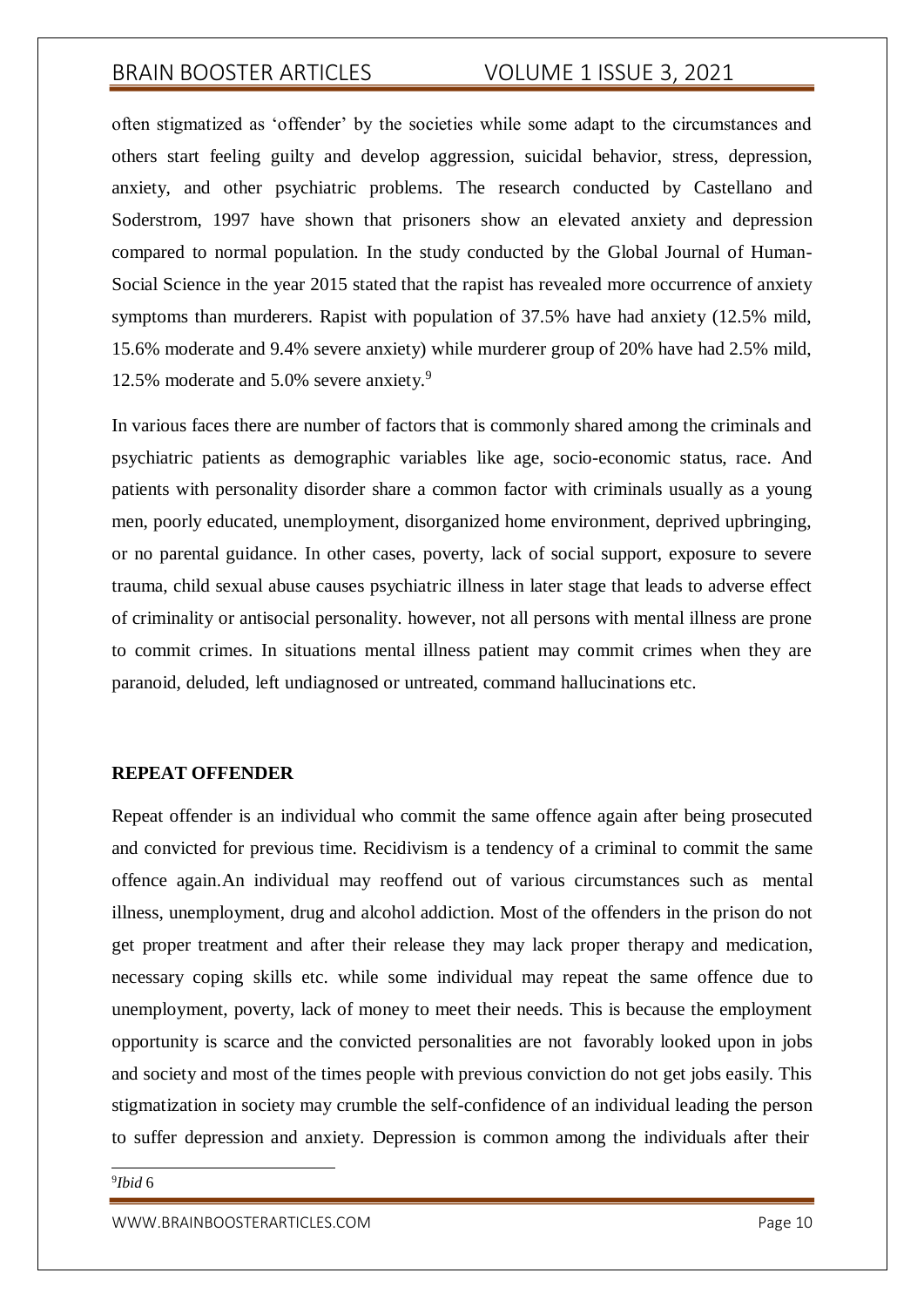often stigmatized as 'offender' by the societies while some adapt to the circumstances and others start feeling guilty and develop aggression, suicidal behavior, stress, depression, anxiety, and other psychiatric problems. The research conducted by Castellano and Soderstrom, 1997 have shown that prisoners show an elevated anxiety and depression compared to normal population. In the study conducted by the Global Journal of Human-Social Science in the year 2015 stated that the rapist has revealed more occurrence of anxiety symptoms than murderers. Rapist with population of 37.5% have had anxiety (12.5% mild, 15.6% moderate and 9.4% severe anxiety) while murderer group of 20% have had 2.5% mild, 12.5% moderate and 5.0% severe anxiety.[9]

In various faces there are number of factors that is commonly shared among the criminals and psychiatric patients as demographic variables like age, socio-economic status, race. And patients with personality disorder share a common factor with criminals usually as a young men, poorly educated, unemployment, disorganized home environment, deprived upbringing, or no parental guidance. In other cases, poverty, lack of social support, exposure to severe trauma, child sexual abuse causes psychiatric illness in later stage that leads to adverse effect of criminality or antisocial personality. however, not all persons with mental illness are prone to commit crimes. In situations mental illness patient may commit crimes when they are paranoid, deluded, left undiagnosed or untreated, command hallucinations etc.

**REPEAT OFFENDER**

Repeat offender is an individual who commit the same offence again after being prosecuted and convicted for previous time. Recidivism is a tendency of a criminal to commit the same offence again.An individual may reoffend out of various circumstances such as mental illness, unemployment, drug and alcohol addiction. Most of the offenders in the prison do not get proper treatment and after their release they may lack proper therapy and medication, necessary coping skills etc. while some individual may repeat the same offence due to unemployment, poverty, lack of money to meet their needs. This is because the employment opportunity is scarce and the convicted personalities are not favorably looked upon in jobs and society and most of the times people with previous conviction do not get jobs easily. This stigmatization in society may crumble the self-confidence of an individual leading the person to suffer depression and anxiety. Depression is common among the individuals after their

[9] *Ibid* 6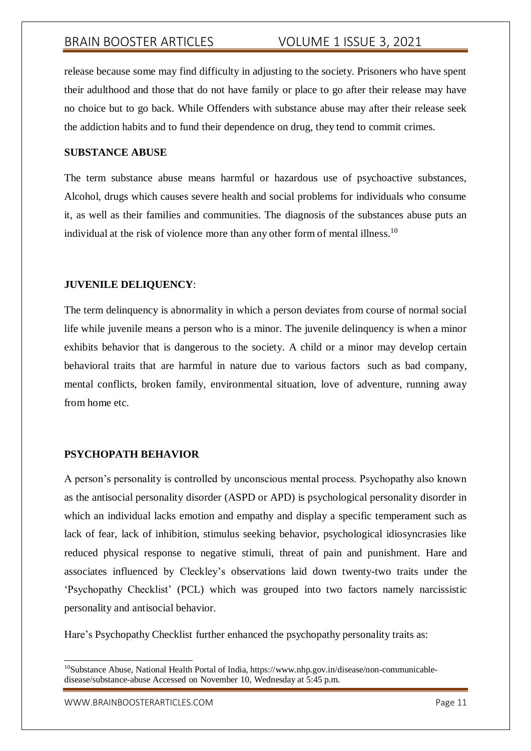release because some may find difficulty in adjusting to the society. Prisoners who have spent their adulthood and those that do not have family or place to go after their release may have no choice but to go back. While Offenders with substance abuse may after their release seek the addiction habits and to fund their dependence on drug, they tend to commit crimes.

**SUBSTANCE ABUSE**

The term substance abuse means harmful or hazardous use of psychoactive substances, Alcohol, drugs which causes severe health and social problems for individuals who consume it, as well as their families and communities. The diagnosis of the substances abuse puts an individual at the risk of violence more than any other form of mental illness.[10]

**JUVENILE DELIQUENCY**:

The term delinquency is abnormality in which a person deviates from course of normal social life while juvenile means a person who is a minor. The juvenile delinquency is when a minor exhibits behavior that is dangerous to the society. A child or a minor may develop certain behavioral traits that are harmful in nature due to various factors such as bad company, mental conflicts, broken family, environmental situation, love of adventure, running away from home etc.

**PSYCHOPATH BEHAVIOR**

A person's personality is controlled by unconscious mental process. Psychopathy also known as the antisocial personality disorder (ASPD or APD) is psychological personality disorder in which an individual lacks emotion and empathy and display a specific temperament such as lack of fear, lack of inhibition, stimulus seeking behavior, psychological idiosyncrasies like reduced physical response to negative stimuli, threat of pain and punishment. Hare and associates influenced by Cleckley's observations laid down twenty-two traits under the 'Psychopathy Checklist' (PCL) which was grouped into two factors namely narcissistic personality and antisocial behavior.

Hare's Psychopathy Checklist further enhanced the psychopathy personality traits as:

---

[10] Substance Abuse, National Health Portal of India, https://www.nhp.gov.in/disease/non-communicable-disease/substance-abuse Accessed on November 10, Wednesday at 5:45 p.m.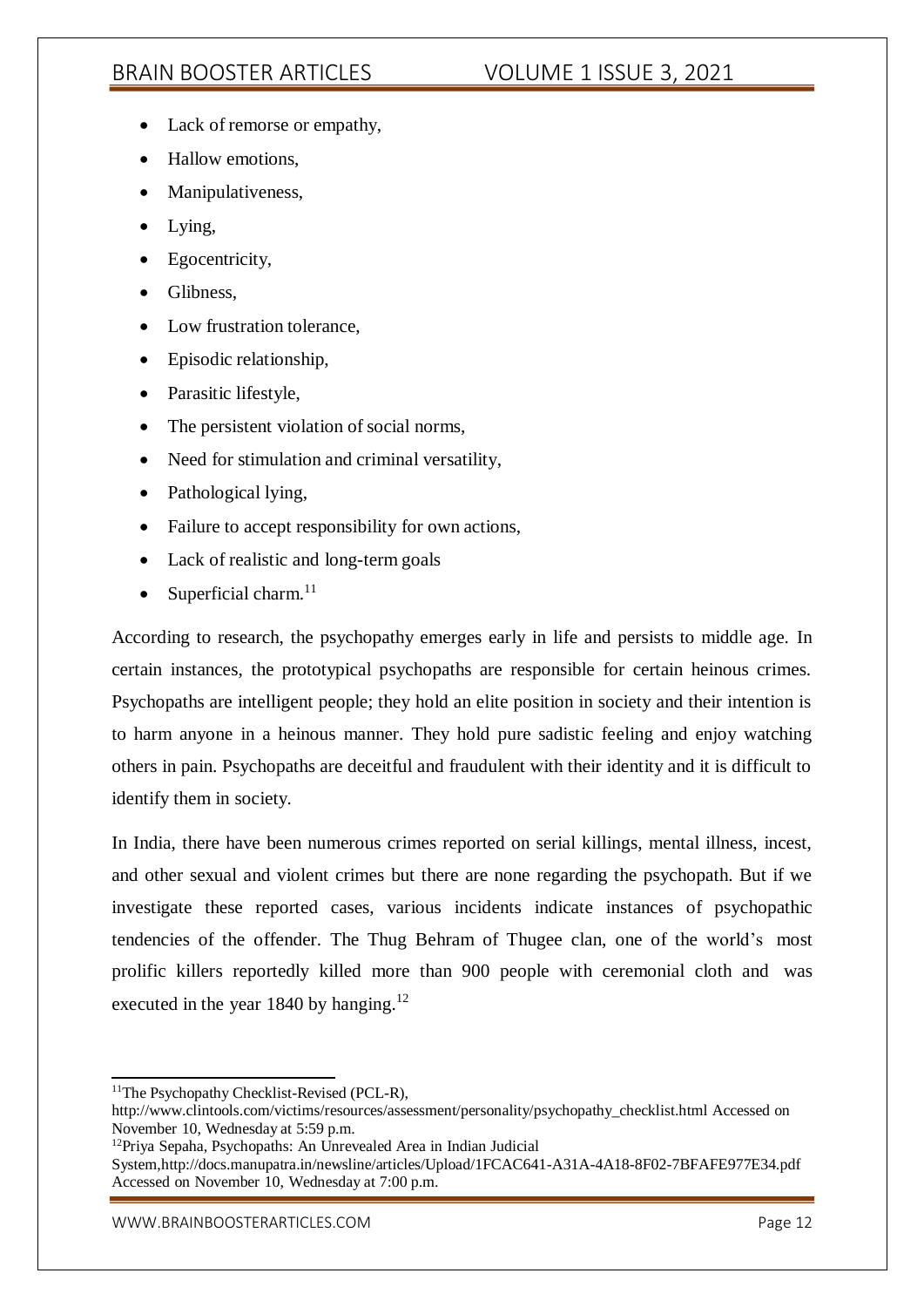- Lack of remorse or empathy,
- Hallow emotions,
- Manipulativeness,
- Lying,
- Egocentricity,
- Glibness,
- Low frustration tolerance,
- Episodic relationship,
- Parasitic lifestyle,
- The persistent violation of social norms,
- Need for stimulation and criminal versatility,
- Pathological lying,
- Failure to accept responsibility for own actions,
- Lack of realistic and long-term goals
- Superficial charm.[11]

According to research, the psychopathy emerges early in life and persists to middle age. In certain instances, the prototypical psychopaths are responsible for certain heinous crimes. Psychopaths are intelligent people; they hold an elite position in society and their intention is to harm anyone in a heinous manner. They hold pure sadistic feeling and enjoy watching others in pain. Psychopaths are deceitful and fraudulent with their identity and it is difficult to identify them in society.

In India, there have been numerous crimes reported on serial killings, mental illness, incest, and other sexual and violent crimes but there are none regarding the psychopath. But if we investigate these reported cases, various incidents indicate instances of psychopathic tendencies of the offender. The Thug Behram of Thugee clan, one of the world's most prolific killers reportedly killed more than 900 people with ceremonial cloth and was executed in the year 1840 by hanging.[12]

---

[11] The Psychopathy Checklist-Revised (PCL-R), http://www.clintools.com/victims/resources/assessment/personality/psychopathy_checklist.html Accessed on November 10, Wednesday at 5:59 p.m.

[12] Priya Sepaha, Psychopaths: An Unrevealed Area in Indian Judicial System,http://docs.manupatra.in/newsline/articles/Upload/1FCAC641-A31A-4A18-8F02-7BFAFE977E34.pdf Accessed on November 10, Wednesday at 7:00 p.m.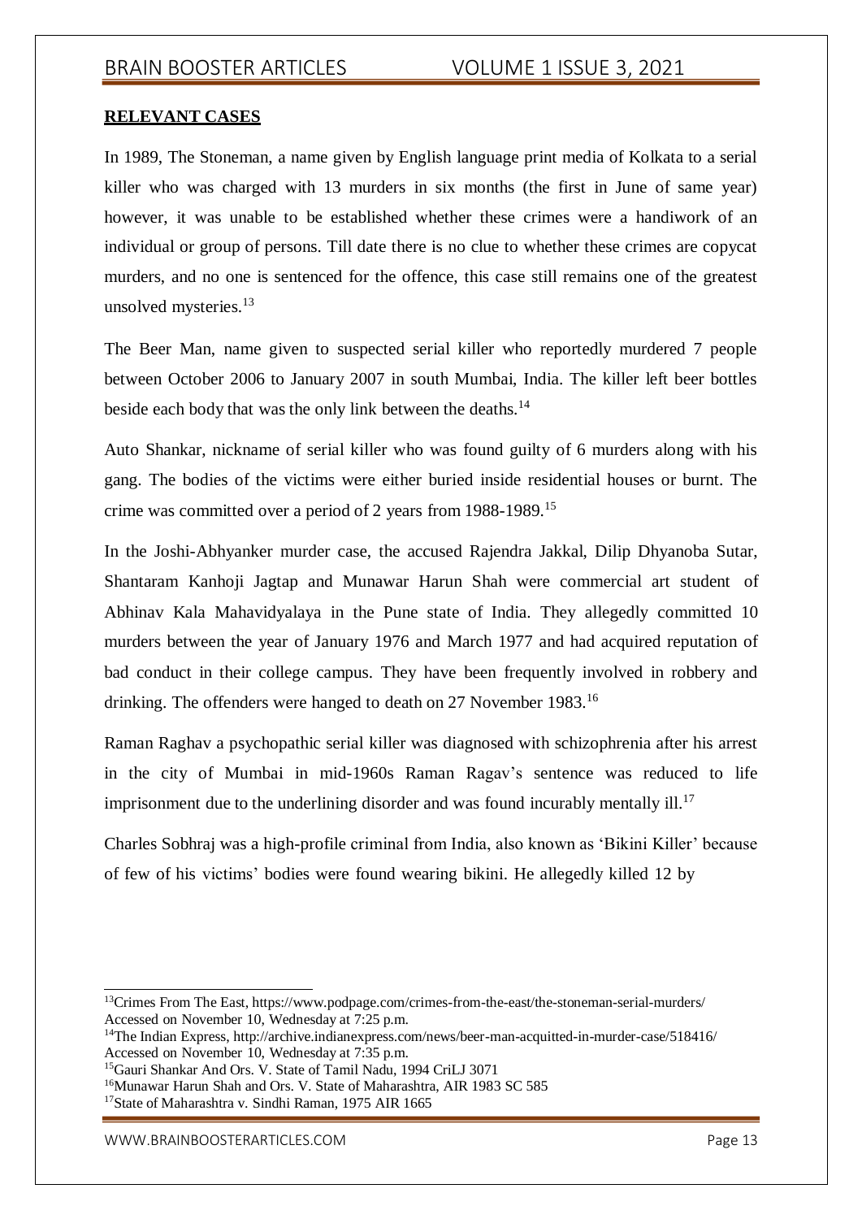**RELEVANT CASES**

In 1989, The Stoneman, a name given by English language print media of Kolkata to a serial killer who was charged with 13 murders in six months (the first in June of same year) however, it was unable to be established whether these crimes were a handiwork of an individual or group of persons. Till date there is no clue to whether these crimes are copycat murders, and no one is sentenced for the offence, this case still remains one of the greatest unsolved mysteries.[13]

The Beer Man, name given to suspected serial killer who reportedly murdered 7 people between October 2006 to January 2007 in south Mumbai, India. The killer left beer bottles beside each body that was the only link between the deaths.[14]

Auto Shankar, nickname of serial killer who was found guilty of 6 murders along with his gang. The bodies of the victims were either buried inside residential houses or burnt. The crime was committed over a period of 2 years from 1988-1989.[15]

In the Joshi-Abhyanker murder case, the accused Rajendra Jakkal, Dilip Dhyanoba Sutar, Shantaram Kanhoji Jagtap and Munawar Harun Shah were commercial art student of Abhinav Kala Mahavidyalaya in the Pune state of India. They allegedly committed 10 murders between the year of January 1976 and March 1977 and had acquired reputation of bad conduct in their college campus. They have been frequently involved in robbery and drinking. The offenders were hanged to death on 27 November 1983.[16]

Raman Raghav a psychopathic serial killer was diagnosed with schizophrenia after his arrest in the city of Mumbai in mid-1960s Raman Ragav's sentence was reduced to life imprisonment due to the underlining disorder and was found incurably mentally ill.[17]

Charles Sobhraj was a high-profile criminal from India, also known as 'Bikini Killer' because of few of his victims' bodies were found wearing bikini. He allegedly killed 12 by

---

[13] Crimes From The East, https://www.podpage.com/crimes-from-the-east/the-stoneman-serial-murders/ Accessed on November 10, Wednesday at 7:25 p.m.

[14] The Indian Express, http://archive.indianexpress.com/news/beer-man-acquitted-in-murder-case/518416/ Accessed on November 10, Wednesday at 7:35 p.m.

[15] Gauri Shankar And Ors. V. State of Tamil Nadu, 1994 CriLJ 3071

[16] Munawar Harun Shah and Ors. V. State of Maharashtra, AIR 1983 SC 585

[17] State of Maharashtra v. Sindhi Raman, 1975 AIR 1665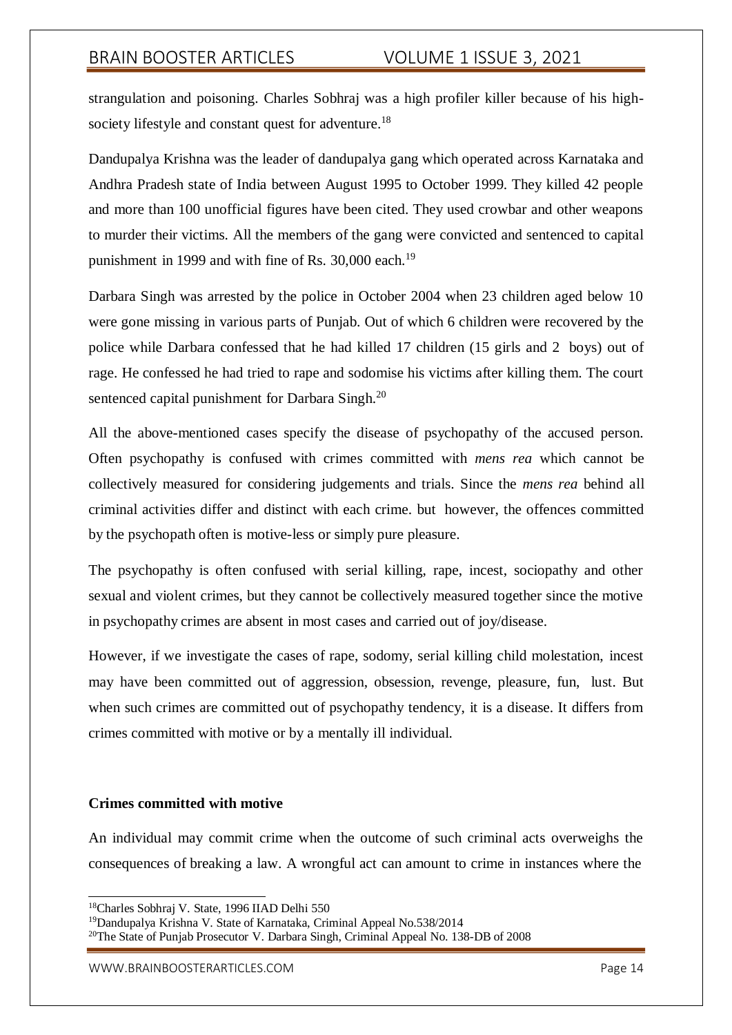strangulation and poisoning. Charles Sobhraj was a high profiler killer because of his high-society lifestyle and constant quest for adventure.[18]

Dandupalya Krishna was the leader of dandupalya gang which operated across Karnataka and Andhra Pradesh state of India between August 1995 to October 1999. They killed 42 people and more than 100 unofficial figures have been cited. They used crowbar and other weapons to murder their victims. All the members of the gang were convicted and sentenced to capital punishment in 1999 and with fine of Rs. 30,000 each.[19]

Darbara Singh was arrested by the police in October 2004 when 23 children aged below 10 were gone missing in various parts of Punjab. Out of which 6 children were recovered by the police while Darbara confessed that he had killed 17 children (15 girls and 2 boys) out of rage. He confessed he had tried to rape and sodomise his victims after killing them. The court sentenced capital punishment for Darbara Singh.[20]

All the above-mentioned cases specify the disease of psychopathy of the accused person. Often psychopathy is confused with crimes committed with *mens rea* which cannot be collectively measured for considering judgements and trials. Since the *mens rea* behind all criminal activities differ and distinct with each crime. but however, the offences committed by the psychopath often is motive-less or simply pure pleasure.

The psychopathy is often confused with serial killing, rape, incest, sociopathy and other sexual and violent crimes, but they cannot be collectively measured together since the motive in psychopathy crimes are absent in most cases and carried out of joy/disease.

However, if we investigate the cases of rape, sodomy, serial killing child molestation, incest may have been committed out of aggression, obsession, revenge, pleasure, fun, lust. But when such crimes are committed out of psychopathy tendency, it is a disease. It differs from crimes committed with motive or by a mentally ill individual.

**Crimes committed with motive**

An individual may commit crime when the outcome of such criminal acts overweighs the consequences of breaking a law. A wrongful act can amount to crime in instances where the

---

[18]Charles Sobhraj V. State, 1996 IIAD Delhi 550

[19]Dandupalya Krishna V. State of Karnataka, Criminal Appeal No.538/2014

[20]The State of Punjab Prosecutor V. Darbara Singh, Criminal Appeal No. 138-DB of 2008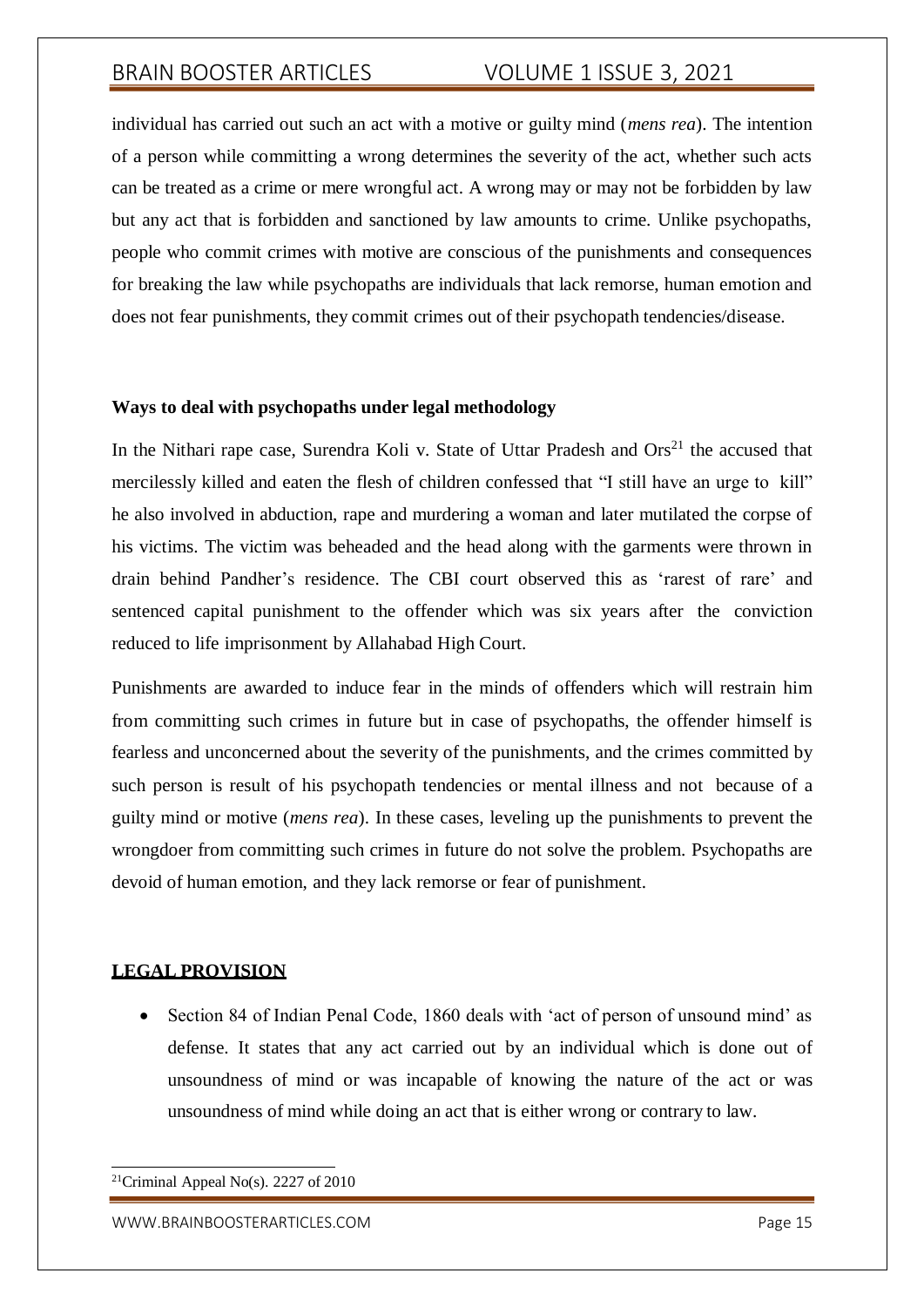individual has carried out such an act with a motive or guilty mind (*mens rea*). The intention of a person while committing a wrong determines the severity of the act, whether such acts can be treated as a crime or mere wrongful act. A wrong may or may not be forbidden by law but any act that is forbidden and sanctioned by law amounts to crime. Unlike psychopaths, people who commit crimes with motive are conscious of the punishments and consequences for breaking the law while psychopaths are individuals that lack remorse, human emotion and does not fear punishments, they commit crimes out of their psychopath tendencies/disease.

**Ways to deal with psychopaths under legal methodology**

In the Nithari rape case, Surendra Koli v. State of Uttar Pradesh and Ors[21] the accused that mercilessly killed and eaten the flesh of children confessed that "I still have an urge to kill" he also involved in abduction, rape and murdering a woman and later mutilated the corpse of his victims. The victim was beheaded and the head along with the garments were thrown in drain behind Pandher's residence. The CBI court observed this as 'rarest of rare' and sentenced capital punishment to the offender which was six years after the conviction reduced to life imprisonment by Allahabad High Court.

Punishments are awarded to induce fear in the minds of offenders which will restrain him from committing such crimes in future but in case of psychopaths, the offender himself is fearless and unconcerned about the severity of the punishments, and the crimes committed by such person is result of his psychopath tendencies or mental illness and not because of a guilty mind or motive (*mens rea*). In these cases, leveling up the punishments to prevent the wrongdoer from committing such crimes in future do not solve the problem. Psychopaths are devoid of human emotion, and they lack remorse or fear of punishment.

## LEGAL PROVISION

- Section 84 of Indian Penal Code, 1860 deals with 'act of person of unsound mind' as defense. It states that any act carried out by an individual which is done out of unsoundness of mind or was incapable of knowing the nature of the act or was unsoundness of mind while doing an act that is either wrong or contrary to law.

---

[21] Criminal Appeal No(s). 2227 of 2010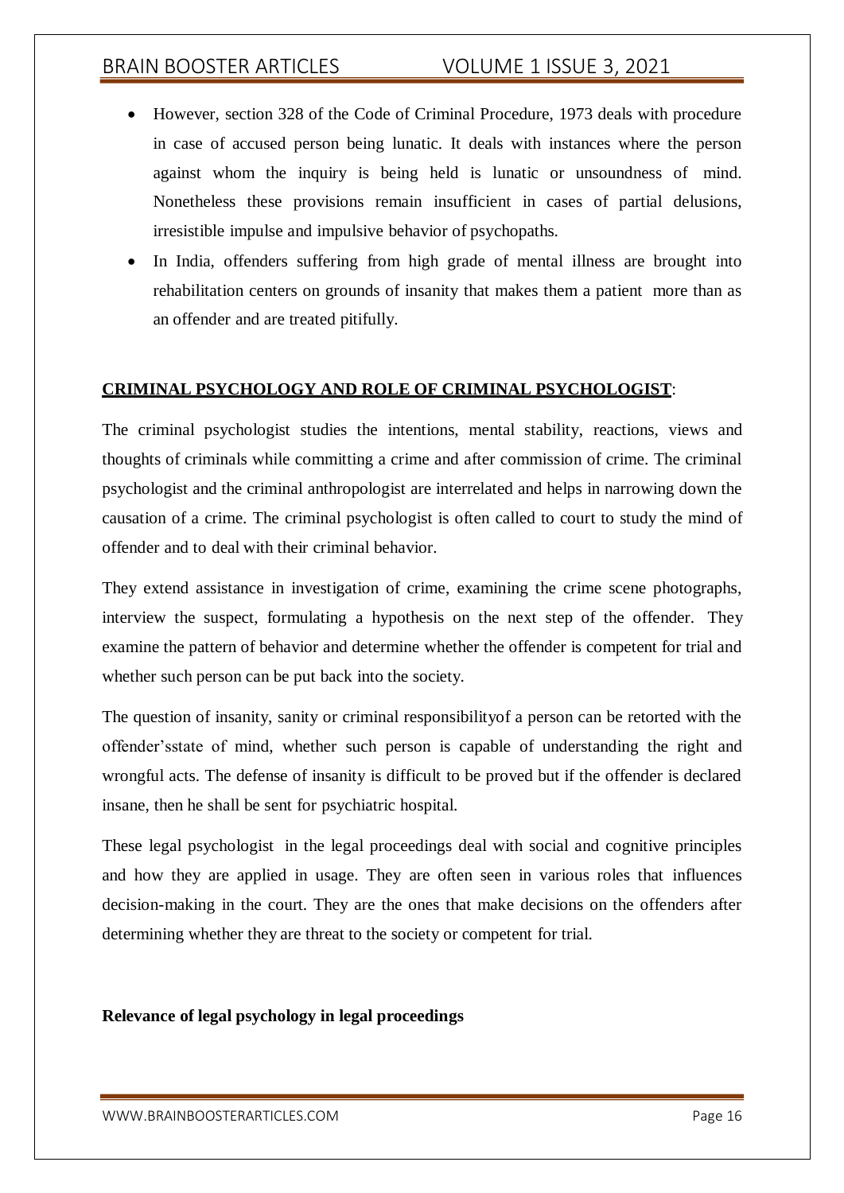- However, section 328 of the Code of Criminal Procedure, 1973 deals with procedure in case of accused person being lunatic. It deals with instances where the person against whom the inquiry is being held is lunatic or unsoundness of mind. Nonetheless these provisions remain insufficient in cases of partial delusions, irresistible impulse and impulsive behavior of psychopaths.
- In India, offenders suffering from high grade of mental illness are brought into rehabilitation centers on grounds of insanity that makes them a patient more than as an offender and are treated pitifully.

**CRIMINAL PSYCHOLOGY AND ROLE OF CRIMINAL PSYCHOLOGIST**:

The criminal psychologist studies the intentions, mental stability, reactions, views and thoughts of criminals while committing a crime and after commission of crime. The criminal psychologist and the criminal anthropologist are interrelated and helps in narrowing down the causation of a crime. The criminal psychologist is often called to court to study the mind of offender and to deal with their criminal behavior.

They extend assistance in investigation of crime, examining the crime scene photographs, interview the suspect, formulating a hypothesis on the next step of the offender. They examine the pattern of behavior and determine whether the offender is competent for trial and whether such person can be put back into the society.

The question of insanity, sanity or criminal responsibilityof a person can be retorted with the offender'sstate of mind, whether such person is capable of understanding the right and wrongful acts. The defense of insanity is difficult to be proved but if the offender is declared insane, then he shall be sent for psychiatric hospital.

These legal psychologist in the legal proceedings deal with social and cognitive principles and how they are applied in usage. They are often seen in various roles that influences decision-making in the court. They are the ones that make decisions on the offenders after determining whether they are threat to the society or competent for trial.

**Relevance of legal psychology in legal proceedings**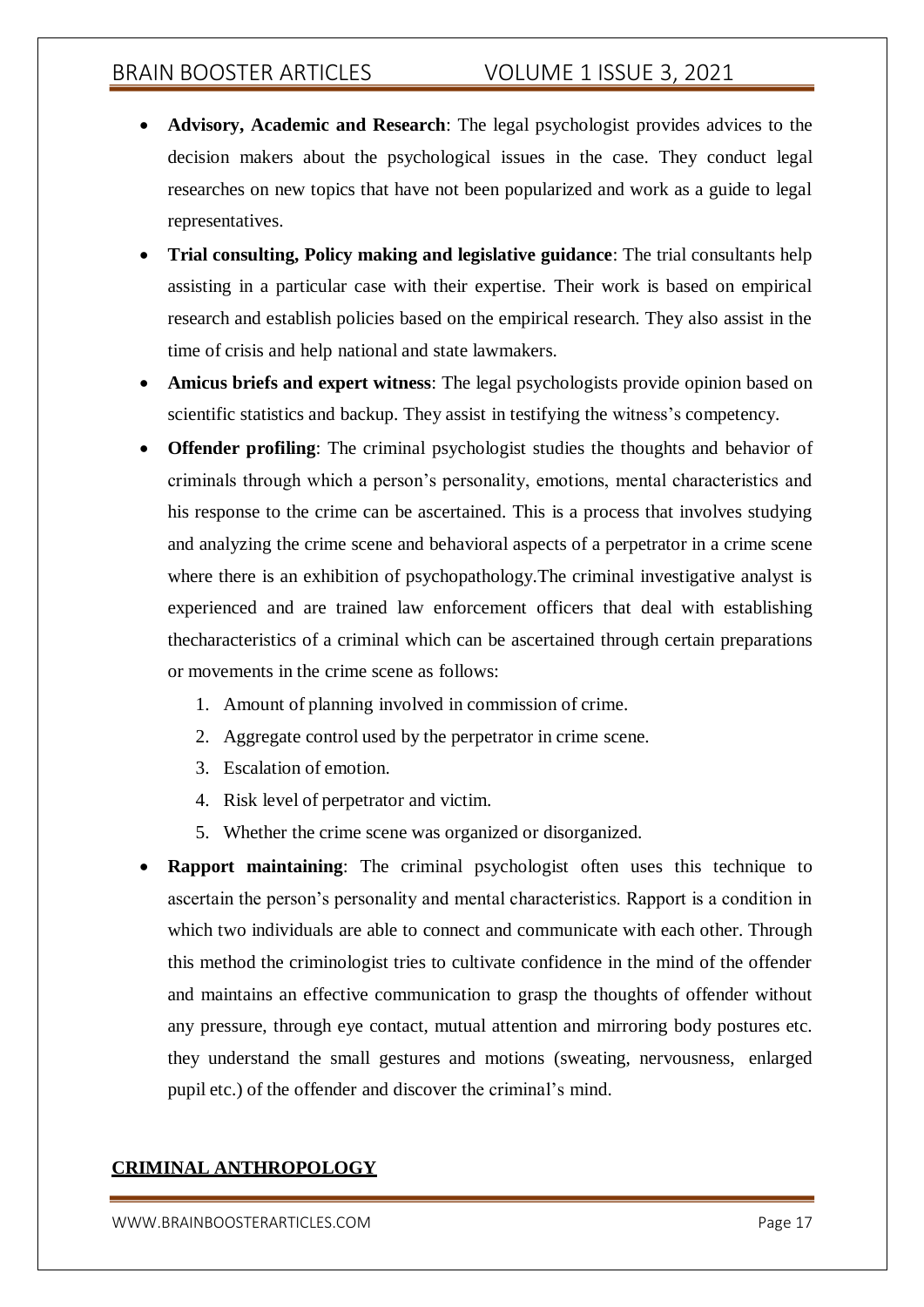- **Advisory, Academic and Research**: The legal psychologist provides advices to the decision makers about the psychological issues in the case. They conduct legal researches on new topics that have not been popularized and work as a guide to legal representatives.
- **Trial consulting, Policy making and legislative guidance**: The trial consultants help assisting in a particular case with their expertise. Their work is based on empirical research and establish policies based on the empirical research. They also assist in the time of crisis and help national and state lawmakers.
- **Amicus briefs and expert witness**: The legal psychologists provide opinion based on scientific statistics and backup. They assist in testifying the witness's competency.
- **Offender profiling**: The criminal psychologist studies the thoughts and behavior of criminals through which a person's personality, emotions, mental characteristics and his response to the crime can be ascertained. This is a process that involves studying and analyzing the crime scene and behavioral aspects of a perpetrator in a crime scene where there is an exhibition of psychopathology.The criminal investigative analyst is experienced and are trained law enforcement officers that deal with establishing thecharacteristics of a criminal which can be ascertained through certain preparations or movements in the crime scene as follows:
    1. Amount of planning involved in commission of crime.
    2. Aggregate control used by the perpetrator in crime scene.
    3. Escalation of emotion.
    4. Risk level of perpetrator and victim.
    5. Whether the crime scene was organized or disorganized.
- **Rapport maintaining**: The criminal psychologist often uses this technique to ascertain the person's personality and mental characteristics. Rapport is a condition in which two individuals are able to connect and communicate with each other. Through this method the criminologist tries to cultivate confidence in the mind of the offender and maintains an effective communication to grasp the thoughts of offender without any pressure, through eye contact, mutual attention and mirroring body postures etc. they understand the small gestures and motions (sweating, nervousness, enlarged pupil etc.) of the offender and discover the criminal's mind.

## CRIMINAL ANTHROPOLOGY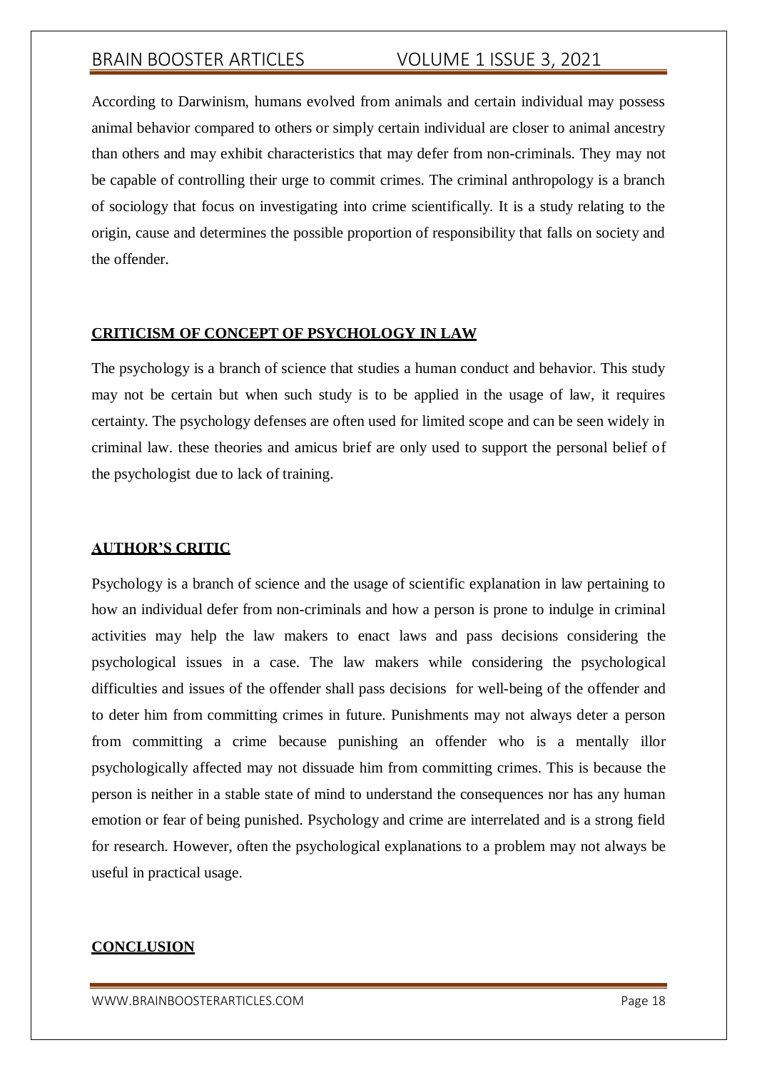According to Darwinism, humans evolved from animals and certain individual may possess animal behavior compared to others or simply certain individual are closer to animal ancestry than others and may exhibit characteristics that may defer from non-criminals. They may not be capable of controlling their urge to commit crimes. The criminal anthropology is a branch of sociology that focus on investigating into crime scientifically. It is a study relating to the origin, cause and determines the possible proportion of responsibility that falls on society and the offender.

## CRITICISM OF CONCEPT OF PSYCHOLOGY IN LAW

The psychology is a branch of science that studies a human conduct and behavior. This study may not be certain but when such study is to be applied in the usage of law, it requires certainty. The psychology defenses are often used for limited scope and can be seen widely in criminal law. these theories and amicus brief are only used to support the personal belief of the psychologist due to lack of training.

## AUTHOR'S CRITIC

Psychology is a branch of science and the usage of scientific explanation in law pertaining to how an individual defer from non-criminals and how a person is prone to indulge in criminal activities may help the law makers to enact laws and pass decisions considering the psychological issues in a case. The law makers while considering the psychological difficulties and issues of the offender shall pass decisions for well-being of the offender and to deter him from committing crimes in future. Punishments may not always deter a person from committing a crime because punishing an offender who is a mentally illor psychologically affected may not dissuade him from committing crimes. This is because the person is neither in a stable state of mind to understand the consequences nor has any human emotion or fear of being punished. Psychology and crime are interrelated and is a strong field for research. However, often the psychological explanations to a problem may not always be useful in practical usage.

## CONCLUSION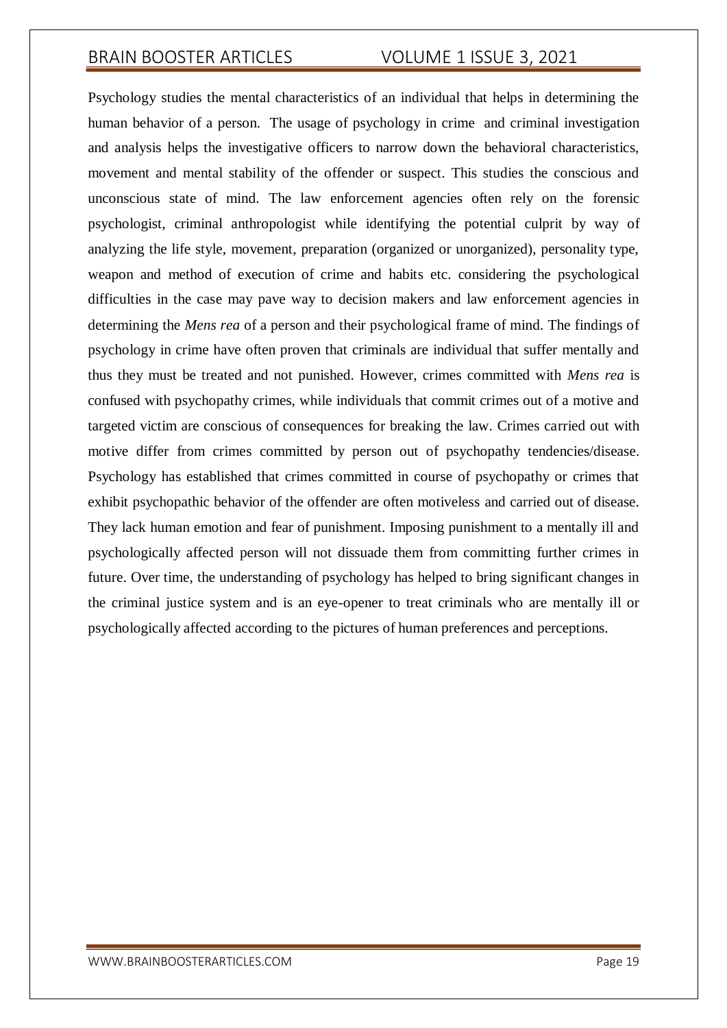Psychology studies the mental characteristics of an individual that helps in determining the human behavior of a person. The usage of psychology in crime and criminal investigation and analysis helps the investigative officers to narrow down the behavioral characteristics, movement and mental stability of the offender or suspect. This studies the conscious and unconscious state of mind. The law enforcement agencies often rely on the forensic psychologist, criminal anthropologist while identifying the potential culprit by way of analyzing the life style, movement, preparation (organized or unorganized), personality type, weapon and method of execution of crime and habits etc. considering the psychological difficulties in the case may pave way to decision makers and law enforcement agencies in determining the *Mens rea* of a person and their psychological frame of mind. The findings of psychology in crime have often proven that criminals are individual that suffer mentally and thus they must be treated and not punished. However, crimes committed with *Mens rea* is confused with psychopathy crimes, while individuals that commit crimes out of a motive and targeted victim are conscious of consequences for breaking the law. Crimes carried out with motive differ from crimes committed by person out of psychopathy tendencies/disease. Psychology has established that crimes committed in course of psychopathy or crimes that exhibit psychopathic behavior of the offender are often motiveless and carried out of disease. They lack human emotion and fear of punishment. Imposing punishment to a mentally ill and psychologically affected person will not dissuade them from committing further crimes in future. Over time, the understanding of psychology has helped to bring significant changes in the criminal justice system and is an eye-opener to treat criminals who are mentally ill or psychologically affected according to the pictures of human preferences and perceptions.